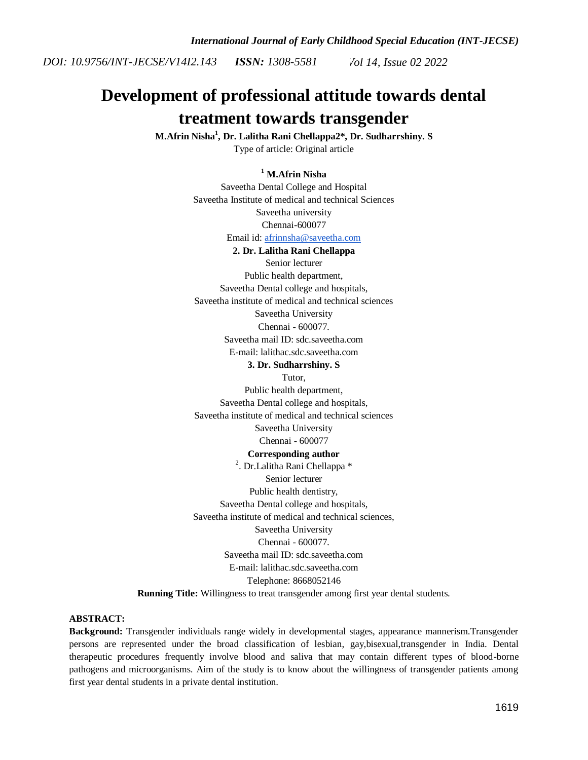# Development of professional attitude towards dental treatment towards transgender

**M.Afrin Nisha[1], Dr. Lalitha Rani Chellappa2*, Dr. Sudharrshiny. S**

Type of article: Original article

**[1] M.Afrin Nisha**
Saveetha Dental College and Hospital
Saveetha Institute of medical and technical Sciences
Saveetha university
Chennai-600077
Email id: afrinnsha@saveetha.com

**2. Dr. Lalitha Rani Chellappa**
Senior lecturer
Public health department,
Saveetha Dental college and hospitals,
Saveetha institute of medical and technical sciences
Saveetha University
Chennai - 600077.
Saveetha mail ID: sdc.saveetha.com
E-mail: lalithac.sdc.saveetha.com

**3. Dr. Sudharrshiny. S**
Tutor,
Public health department,
Saveetha Dental college and hospitals,
Saveetha institute of medical and technical sciences
Saveetha University
Chennai - 600077

**Corresponding author**
[2]. Dr.Lalitha Rani Chellappa *
Senior lecturer
Public health dentistry,
Saveetha Dental college and hospitals,
Saveetha institute of medical and technical sciences,
Saveetha University
Chennai - 600077.
Saveetha mail ID: sdc.saveetha.com
E-mail: lalithac.sdc.saveetha.com
Telephone: 8668052146

**Running Title:** Willingness to treat transgender among first year dental students.

**ABSTRACT:**

**Background:** Transgender individuals range widely in developmental stages, appearance mannerism.Transgender persons are represented under the broad classification of lesbian, gay,bisexual,transgender in India. Dental therapeutic procedures frequently involve blood and saliva that may contain different types of blood-borne pathogens and microorganisms. Aim of the study is to know about the willingness of transgender patients among first year dental students in a private dental institution.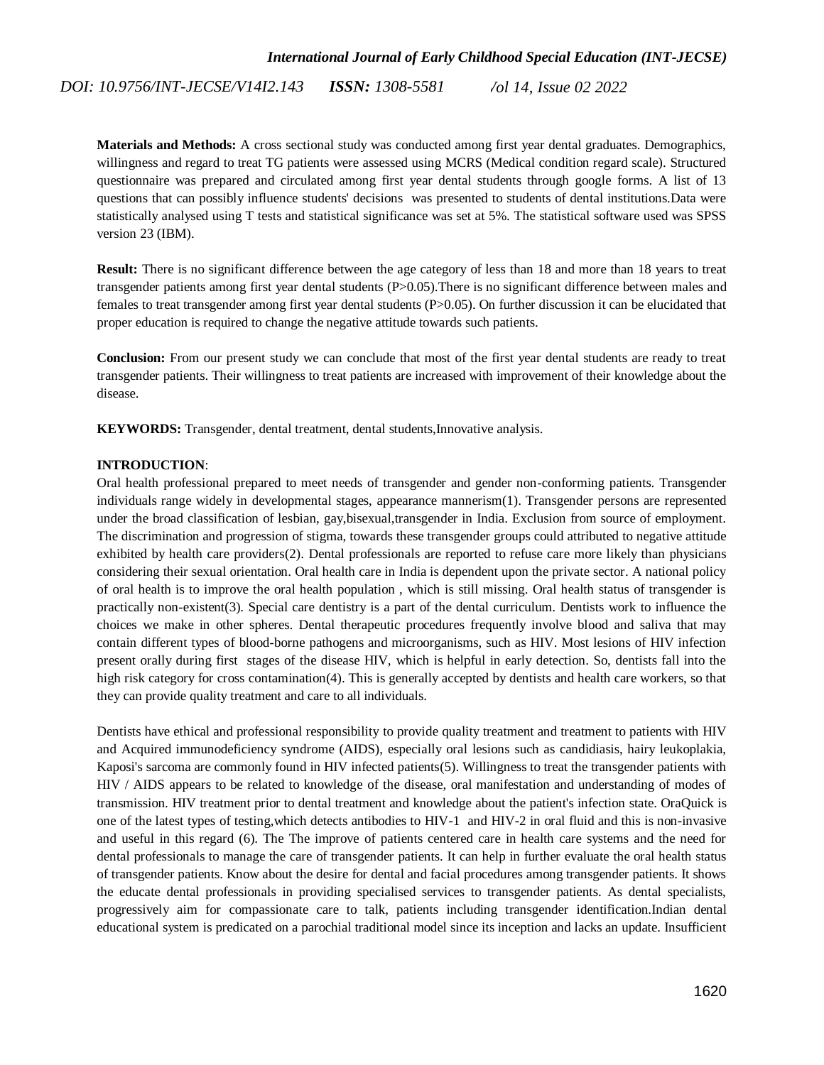**Materials and Methods:** A cross sectional study was conducted among first year dental graduates. Demographics, willingness and regard to treat TG patients were assessed using MCRS (Medical condition regard scale). Structured questionnaire was prepared and circulated among first year dental students through google forms. A list of 13 questions that can possibly influence students' decisions was presented to students of dental institutions.Data were statistically analysed using T tests and statistical significance was set at 5%. The statistical software used was SPSS version 23 (IBM).

**Result:** There is no significant difference between the age category of less than 18 and more than 18 years to treat transgender patients among first year dental students (P>0.05).There is no significant difference between males and females to treat transgender among first year dental students (P>0.05). On further discussion it can be elucidated that proper education is required to change the negative attitude towards such patients.

**Conclusion:** From our present study we can conclude that most of the first year dental students are ready to treat transgender patients. Their willingness to treat patients are increased with improvement of their knowledge about the disease.

**KEYWORDS:** Transgender, dental treatment, dental students,Innovative analysis.

**INTRODUCTION**:

Oral health professional prepared to meet needs of transgender and gender non-conforming patients. Transgender individuals range widely in developmental stages, appearance mannerism(1). Transgender persons are represented under the broad classification of lesbian, gay,bisexual,transgender in India. Exclusion from source of employment. The discrimination and progression of stigma, towards these transgender groups could attributed to negative attitude exhibited by health care providers(2). Dental professionals are reported to refuse care more likely than physicians considering their sexual orientation. Oral health care in India is dependent upon the private sector. A national policy of oral health is to improve the oral health population , which is still missing. Oral health status of transgender is practically non-existent(3). Special care dentistry is a part of the dental curriculum. Dentists work to influence the choices we make in other spheres. Dental therapeutic procedures frequently involve blood and saliva that may contain different types of blood-borne pathogens and microorganisms, such as HIV. Most lesions of HIV infection present orally during first stages of the disease HIV, which is helpful in early detection. So, dentists fall into the high risk category for cross contamination(4). This is generally accepted by dentists and health care workers, so that they can provide quality treatment and care to all individuals.

Dentists have ethical and professional responsibility to provide quality treatment and treatment to patients with HIV and Acquired immunodeficiency syndrome (AIDS), especially oral lesions such as candidiasis, hairy leukoplakia, Kaposi's sarcoma are commonly found in HIV infected patients(5). Willingness to treat the transgender patients with HIV / AIDS appears to be related to knowledge of the disease, oral manifestation and understanding of modes of transmission. HIV treatment prior to dental treatment and knowledge about the patient's infection state. OraQuick is one of the latest types of testing,which detects antibodies to HIV-1 and HIV-2 in oral fluid and this is non-invasive and useful in this regard (6). The The improve of patients centered care in health care systems and the need for dental professionals to manage the care of transgender patients. It can help in further evaluate the oral health status of transgender patients. Know about the desire for dental and facial procedures among transgender patients. It shows the educate dental professionals in providing specialised services to transgender patients. As dental specialists, progressively aim for compassionate care to talk, patients including transgender identification.Indian dental educational system is predicated on a parochial traditional model since its inception and lacks an update. Insufficient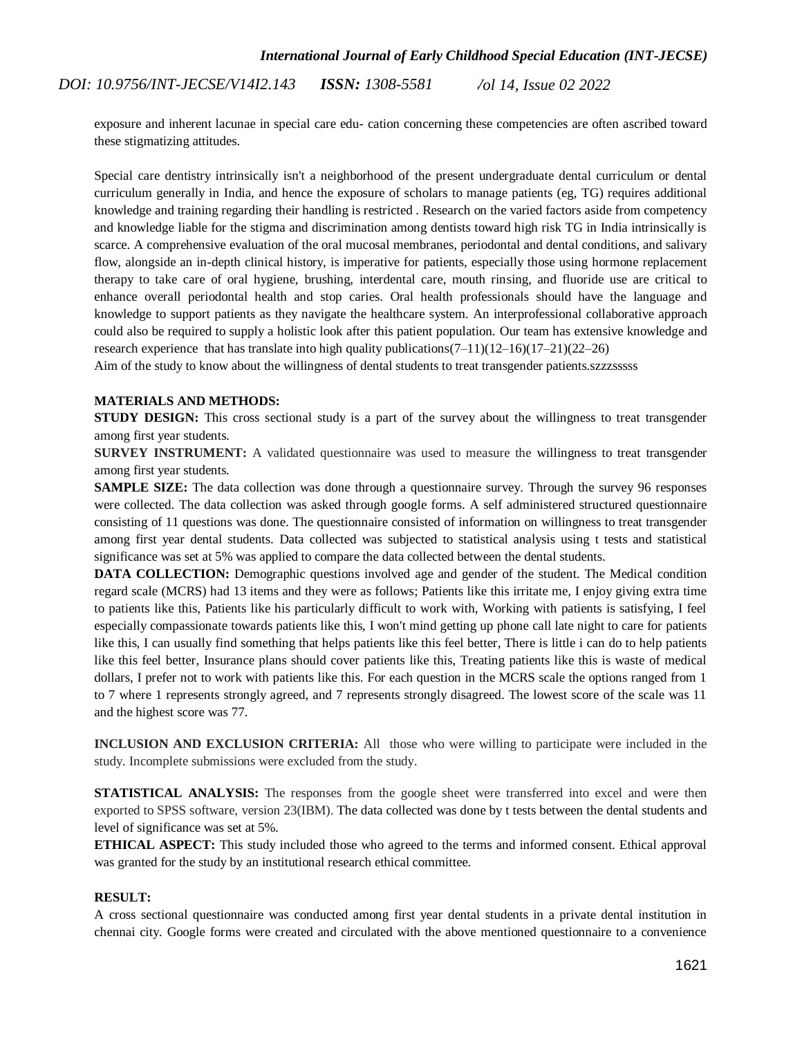exposure and inherent lacunae in special care edu- cation concerning these competencies are often ascribed toward these stigmatizing attitudes.

Special care dentistry intrinsically isn't a neighborhood of the present undergraduate dental curriculum or dental curriculum generally in India, and hence the exposure of scholars to manage patients (eg, TG) requires additional knowledge and training regarding their handling is restricted . Research on the varied factors aside from competency and knowledge liable for the stigma and discrimination among dentists toward high risk TG in India intrinsically is scarce. A comprehensive evaluation of the oral mucosal membranes, periodontal and dental conditions, and salivary flow, alongside an in-depth clinical history, is imperative for patients, especially those using hormone replacement therapy to take care of oral hygiene, brushing, interdental care, mouth rinsing, and fluoride use are critical to enhance overall periodontal health and stop caries. Oral health professionals should have the language and knowledge to support patients as they navigate the healthcare system. An interprofessional collaborative approach could also be required to supply a holistic look after this patient population. Our team has extensive knowledge and research experience that has translate into high quality publications(7–11)(12–16)(17–21)(22–26)

Aim of the study to know about the willingness of dental students to treat transgender patients.szzzsssss

**MATERIALS AND METHODS:**

**STUDY DESIGN:** This cross sectional study is a part of the survey about the willingness to treat transgender among first year students.

**SURVEY INSTRUMENT:** A validated questionnaire was used to measure the willingness to treat transgender among first year students.

**SAMPLE SIZE:** The data collection was done through a questionnaire survey. Through the survey 96 responses were collected. The data collection was asked through google forms. A self administered structured questionnaire consisting of 11 questions was done. The questionnaire consisted of information on willingness to treat transgender among first year dental students. Data collected was subjected to statistical analysis using t tests and statistical significance was set at 5% was applied to compare the data collected between the dental students.

**DATA COLLECTION:** Demographic questions involved age and gender of the student. The Medical condition regard scale (MCRS) had 13 items and they were as follows; Patients like this irritate me, I enjoy giving extra time to patients like this, Patients like his particularly difficult to work with, Working with patients is satisfying, I feel especially compassionate towards patients like this, I won't mind getting up phone call late night to care for patients like this, I can usually find something that helps patients like this feel better, There is little i can do to help patients like this feel better, Insurance plans should cover patients like this, Treating patients like this is waste of medical dollars, I prefer not to work with patients like this. For each question in the MCRS scale the options ranged from 1 to 7 where 1 represents strongly agreed, and 7 represents strongly disagreed. The lowest score of the scale was 11 and the highest score was 77.

**INCLUSION AND EXCLUSION CRITERIA:** All those who were willing to participate were included in the study. Incomplete submissions were excluded from the study.

**STATISTICAL ANALYSIS:** The responses from the google sheet were transferred into excel and were then exported to SPSS software, version 23(IBM). The data collected was done by t tests between the dental students and level of significance was set at 5%.

**ETHICAL ASPECT:** This study included those who agreed to the terms and informed consent. Ethical approval was granted for the study by an institutional research ethical committee.

**RESULT:**

A cross sectional questionnaire was conducted among first year dental students in a private dental institution in chennai city. Google forms were created and circulated with the above mentioned questionnaire to a convenience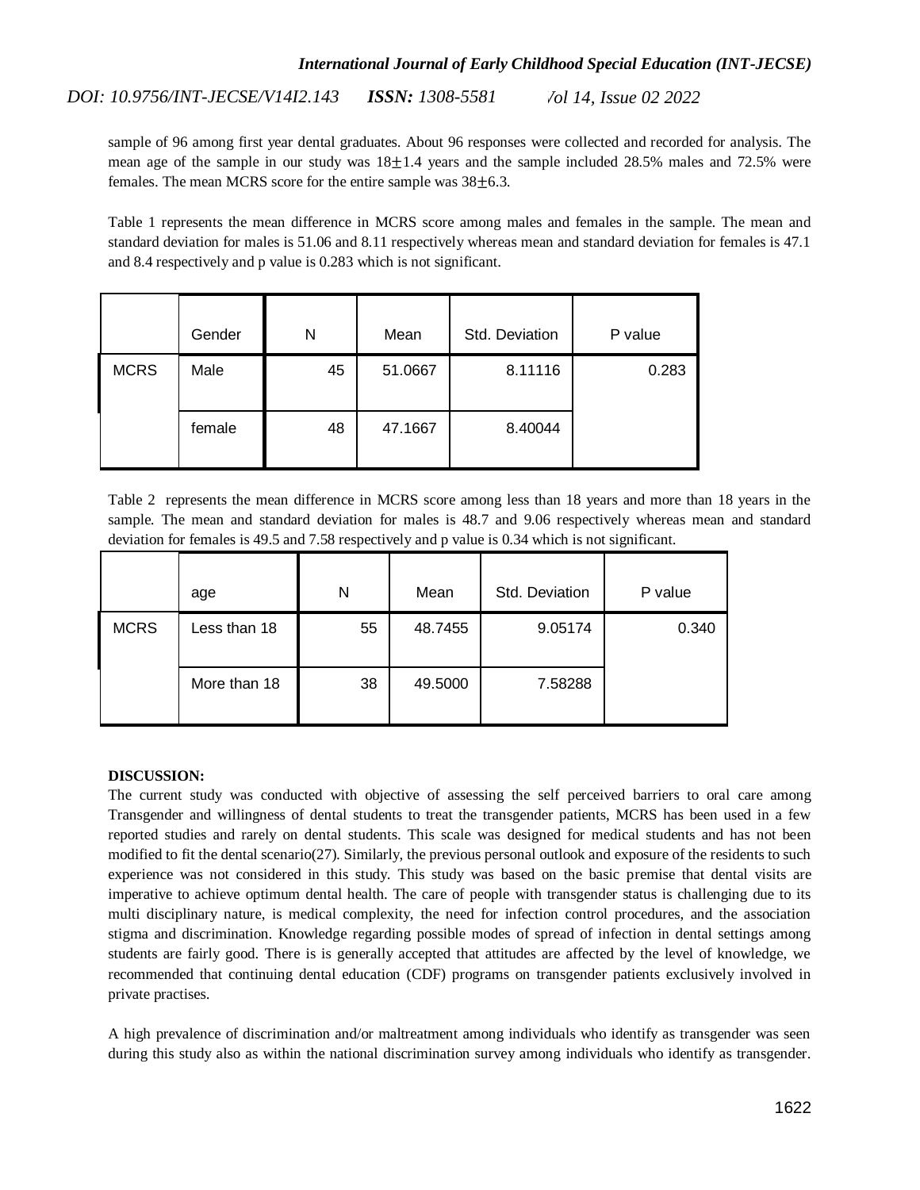sample of 96 among first year dental graduates. About 96 responses were collected and recorded for analysis. The mean age of the sample in our study was 18±1.4 years and the sample included 28.5% males and 72.5% were females. The mean MCRS score for the entire sample was 38±6.3.

Table 1 represents the mean difference in MCRS score among males and females in the sample. The mean and standard deviation for males is 51.06 and 8.11 respectively whereas mean and standard deviation for females is 47.1 and 8.4 respectively and p value is 0.283 which is not significant.

| | Gender | N | Mean | Std. Deviation | P value |
|---|---|---|---|---|---|
| MCRS | Male | 45 | 51.0667 | 8.11116 | 0.283 |
| | female | 48 | 47.1667 | 8.40044 | |

Table 2 represents the mean difference in MCRS score among less than 18 years and more than 18 years in the sample. The mean and standard deviation for males is 48.7 and 9.06 respectively whereas mean and standard deviation for females is 49.5 and 7.58 respectively and p value is 0.34 which is not significant.

| | age | N | Mean | Std. Deviation | P value |
|---|---|---|---|---|---|
| MCRS | Less than 18 | 55 | 48.7455 | 9.05174 | 0.340 |
| | More than 18 | 38 | 49.5000 | 7.58288 | |

**DISCUSSION:**

The current study was conducted with objective of assessing the self perceived barriers to oral care among Transgender and willingness of dental students to treat the transgender patients, MCRS has been used in a few reported studies and rarely on dental students. This scale was designed for medical students and has not been modified to fit the dental scenario(27). Similarly, the previous personal outlook and exposure of the residents to such experience was not considered in this study. This study was based on the basic premise that dental visits are imperative to achieve optimum dental health. The care of people with transgender status is challenging due to its multi disciplinary nature, is medical complexity, the need for infection control procedures, and the association stigma and discrimination. Knowledge regarding possible modes of spread of infection in dental settings among students are fairly good. There is is generally accepted that attitudes are affected by the level of knowledge, we recommended that continuing dental education (CDF) programs on transgender patients exclusively involved in private practises.

A high prevalence of discrimination and/or maltreatment among individuals who identify as transgender was seen during this study also as within the national discrimination survey among individuals who identify as transgender.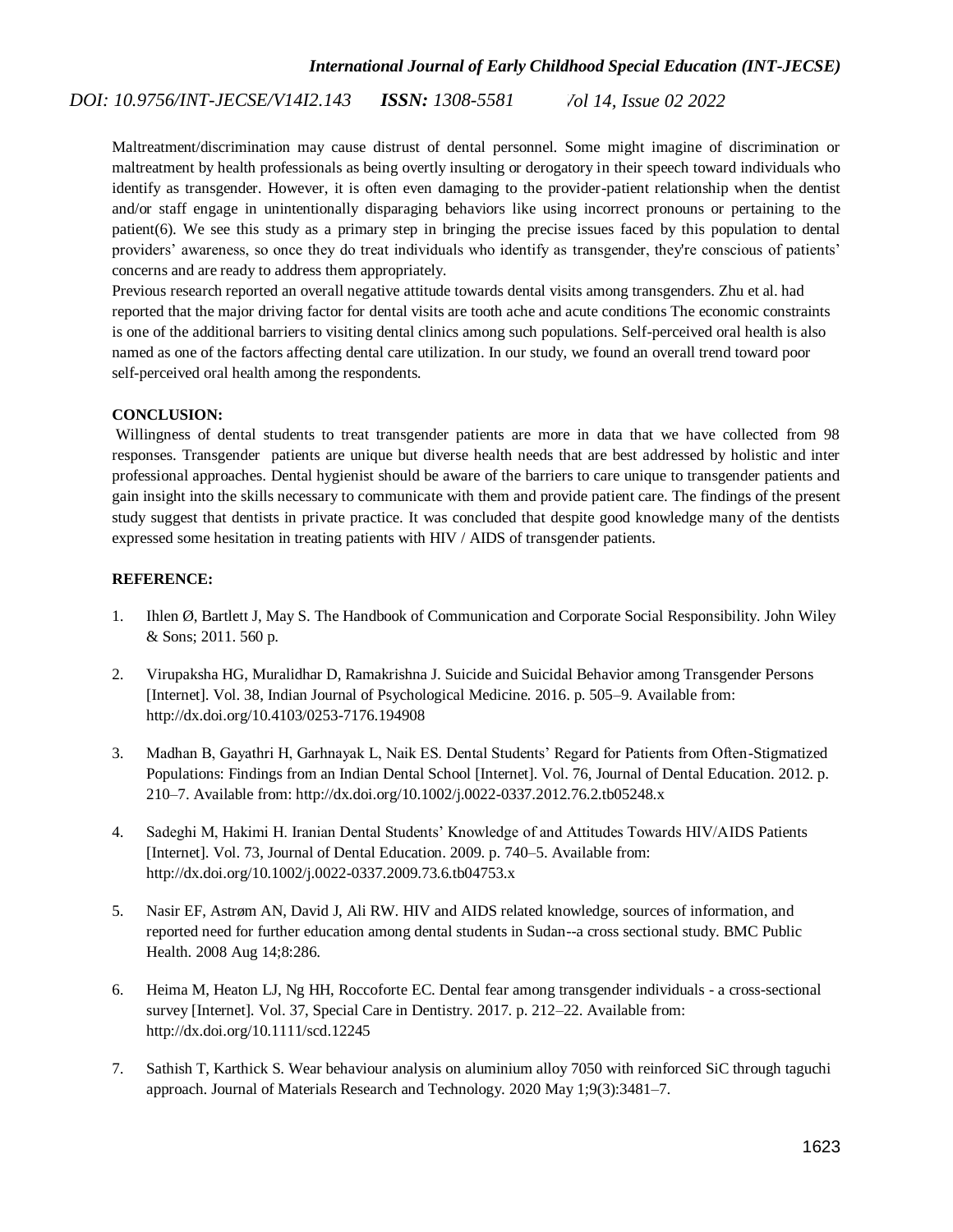Maltreatment/discrimination may cause distrust of dental personnel. Some might imagine of discrimination or maltreatment by health professionals as being overtly insulting or derogatory in their speech toward individuals who identify as transgender. However, it is often even damaging to the provider-patient relationship when the dentist and/or staff engage in unintentionally disparaging behaviors like using incorrect pronouns or pertaining to the patient(6). We see this study as a primary step in bringing the precise issues faced by this population to dental providers' awareness, so once they do treat individuals who identify as transgender, they're conscious of patients' concerns and are ready to address them appropriately.

Previous research reported an overall negative attitude towards dental visits among transgenders. Zhu et al. had reported that the major driving factor for dental visits are tooth ache and acute conditions The economic constraints is one of the additional barriers to visiting dental clinics among such populations. Self-perceived oral health is also named as one of the factors affecting dental care utilization. In our study, we found an overall trend toward poor self-perceived oral health among the respondents.

**CONCLUSION:**

Willingness of dental students to treat transgender patients are more in data that we have collected from 98 responses. Transgender patients are unique but diverse health needs that are best addressed by holistic and inter professional approaches. Dental hygienist should be aware of the barriers to care unique to transgender patients and gain insight into the skills necessary to communicate with them and provide patient care. The findings of the present study suggest that dentists in private practice. It was concluded that despite good knowledge many of the dentists expressed some hesitation in treating patients with HIV / AIDS of transgender patients.

**REFERENCE:**

1. Ihlen Ø, Bartlett J, May S. The Handbook of Communication and Corporate Social Responsibility. John Wiley & Sons; 2011. 560 p.
2. Virupaksha HG, Muralidhar D, Ramakrishna J. Suicide and Suicidal Behavior among Transgender Persons [Internet]. Vol. 38, Indian Journal of Psychological Medicine. 2016. p. 505–9. Available from: http://dx.doi.org/10.4103/0253-7176.194908
3. Madhan B, Gayathri H, Garhnayak L, Naik ES. Dental Students' Regard for Patients from Often-Stigmatized Populations: Findings from an Indian Dental School [Internet]. Vol. 76, Journal of Dental Education. 2012. p. 210–7. Available from: http://dx.doi.org/10.1002/j.0022-0337.2012.76.2.tb05248.x
4. Sadeghi M, Hakimi H. Iranian Dental Students' Knowledge of and Attitudes Towards HIV/AIDS Patients [Internet]. Vol. 73, Journal of Dental Education. 2009. p. 740–5. Available from: http://dx.doi.org/10.1002/j.0022-0337.2009.73.6.tb04753.x
5. Nasir EF, Astrøm AN, David J, Ali RW. HIV and AIDS related knowledge, sources of information, and reported need for further education among dental students in Sudan--a cross sectional study. BMC Public Health. 2008 Aug 14;8:286.
6. Heima M, Heaton LJ, Ng HH, Roccoforte EC. Dental fear among transgender individuals - a cross-sectional survey [Internet]. Vol. 37, Special Care in Dentistry. 2017. p. 212–22. Available from: http://dx.doi.org/10.1111/scd.12245
7. Sathish T, Karthick S. Wear behaviour analysis on aluminium alloy 7050 with reinforced SiC through taguchi approach. Journal of Materials Research and Technology. 2020 May 1;9(3):3481–7.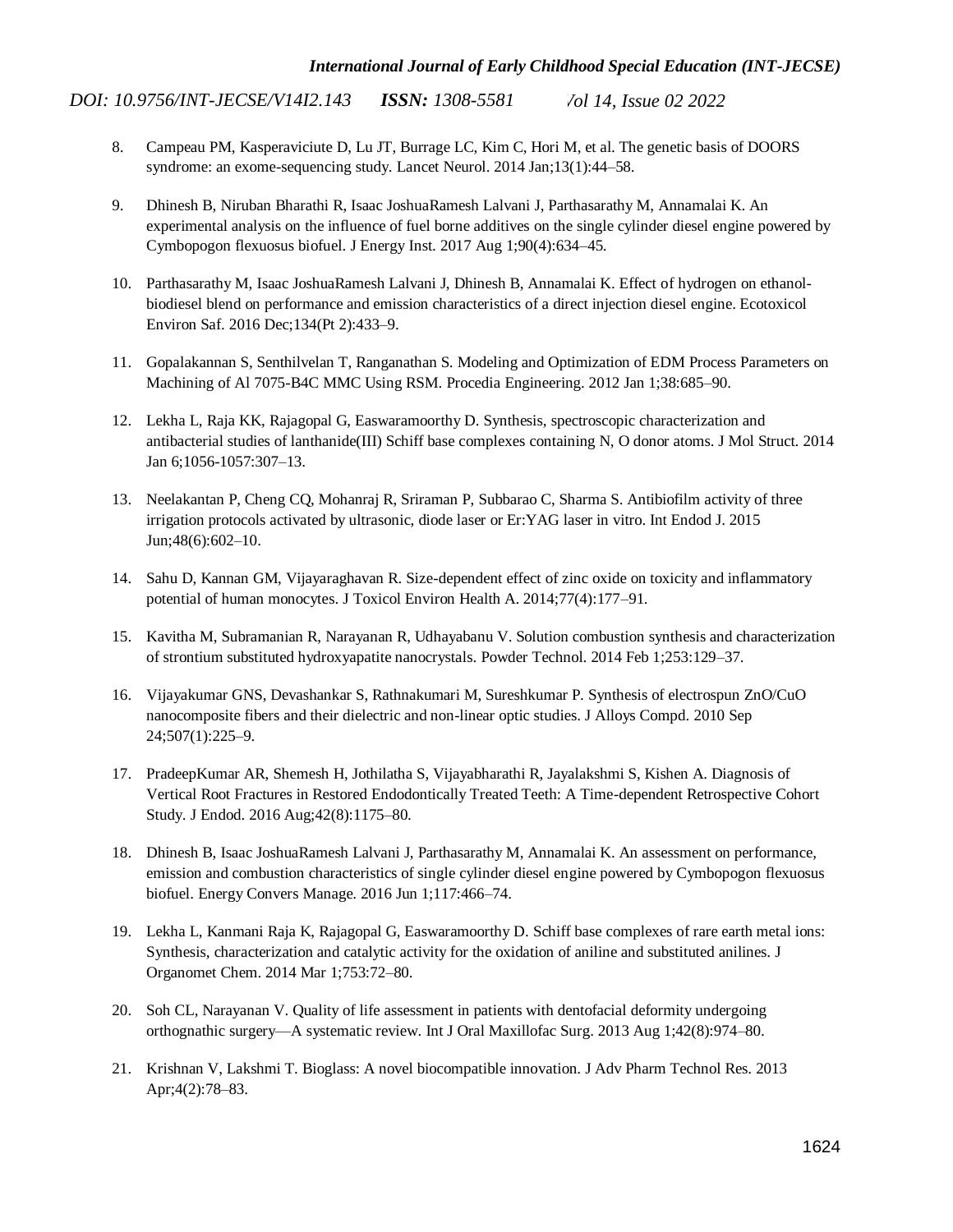8. Campeau PM, Kasperaviciute D, Lu JT, Burrage LC, Kim C, Hori M, et al. The genetic basis of DOORS syndrome: an exome-sequencing study. Lancet Neurol. 2014 Jan;13(1):44–58.

9. Dhinesh B, Niruban Bharathi R, Isaac JoshuaRamesh Lalvani J, Parthasarathy M, Annamalai K. An experimental analysis on the influence of fuel borne additives on the single cylinder diesel engine powered by Cymbopogon flexuosus biofuel. J Energy Inst. 2017 Aug 1;90(4):634–45.

10. Parthasarathy M, Isaac JoshuaRamesh Lalvani J, Dhinesh B, Annamalai K. Effect of hydrogen on ethanol-biodiesel blend on performance and emission characteristics of a direct injection diesel engine. Ecotoxicol Environ Saf. 2016 Dec;134(Pt 2):433–9.

11. Gopalakannan S, Senthilvelan T, Ranganathan S. Modeling and Optimization of EDM Process Parameters on Machining of Al 7075-B4C MMC Using RSM. Procedia Engineering. 2012 Jan 1;38:685–90.

12. Lekha L, Raja KK, Rajagopal G, Easwaramoorthy D. Synthesis, spectroscopic characterization and antibacterial studies of lanthanide(III) Schiff base complexes containing N, O donor atoms. J Mol Struct. 2014 Jan 6;1056-1057:307–13.

13. Neelakantan P, Cheng CQ, Mohanraj R, Sriraman P, Subbarao C, Sharma S. Antibiofilm activity of three irrigation protocols activated by ultrasonic, diode laser or Er:YAG laser in vitro. Int Endod J. 2015 Jun;48(6):602–10.

14. Sahu D, Kannan GM, Vijayaraghavan R. Size-dependent effect of zinc oxide on toxicity and inflammatory potential of human monocytes. J Toxicol Environ Health A. 2014;77(4):177–91.

15. Kavitha M, Subramanian R, Narayanan R, Udhayabanu V. Solution combustion synthesis and characterization of strontium substituted hydroxyapatite nanocrystals. Powder Technol. 2014 Feb 1;253:129–37.

16. Vijayakumar GNS, Devashankar S, Rathnakumari M, Sureshkumar P. Synthesis of electrospun ZnO/CuO nanocomposite fibers and their dielectric and non-linear optic studies. J Alloys Compd. 2010 Sep 24;507(1):225–9.

17. PradeepKumar AR, Shemesh H, Jothilatha S, Vijayabharathi R, Jayalakshmi S, Kishen A. Diagnosis of Vertical Root Fractures in Restored Endodontically Treated Teeth: A Time-dependent Retrospective Cohort Study. J Endod. 2016 Aug;42(8):1175–80.

18. Dhinesh B, Isaac JoshuaRamesh Lalvani J, Parthasarathy M, Annamalai K. An assessment on performance, emission and combustion characteristics of single cylinder diesel engine powered by Cymbopogon flexuosus biofuel. Energy Convers Manage. 2016 Jun 1;117:466–74.

19. Lekha L, Kanmani Raja K, Rajagopal G, Easwaramoorthy D. Schiff base complexes of rare earth metal ions: Synthesis, characterization and catalytic activity for the oxidation of aniline and substituted anilines. J Organomet Chem. 2014 Mar 1;753:72–80.

20. Soh CL, Narayanan V. Quality of life assessment in patients with dentofacial deformity undergoing orthognathic surgery—A systematic review. Int J Oral Maxillofac Surg. 2013 Aug 1;42(8):974–80.

21. Krishnan V, Lakshmi T. Bioglass: A novel biocompatible innovation. J Adv Pharm Technol Res. 2013 Apr;4(2):78–83.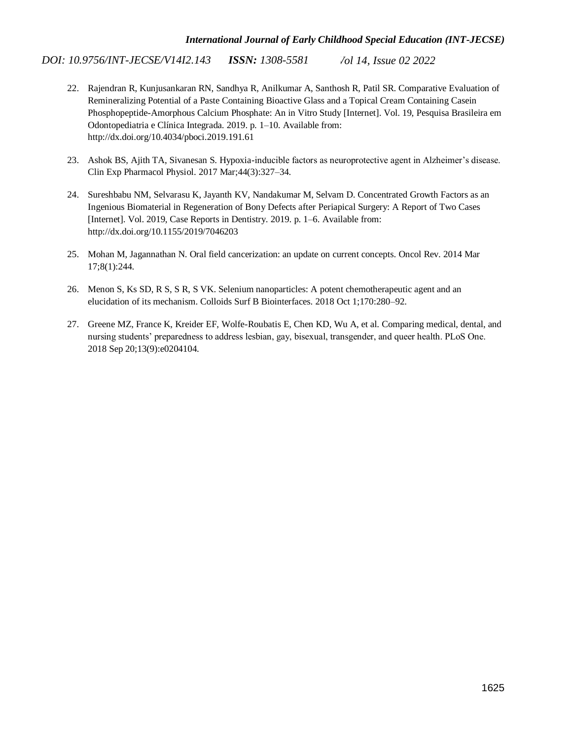22. Rajendran R, Kunjusankaran RN, Sandhya R, Anilkumar A, Santhosh R, Patil SR. Comparative Evaluation of Remineralizing Potential of a Paste Containing Bioactive Glass and a Topical Cream Containing Casein Phosphopeptide-Amorphous Calcium Phosphate: An in Vitro Study [Internet]. Vol. 19, Pesquisa Brasileira em Odontopediatria e Clínica Integrada. 2019. p. 1–10. Available from: http://dx.doi.org/10.4034/pboci.2019.191.61

23. Ashok BS, Ajith TA, Sivanesan S. Hypoxia-inducible factors as neuroprotective agent in Alzheimer's disease. Clin Exp Pharmacol Physiol. 2017 Mar;44(3):327–34.

24. Sureshbabu NM, Selvarasu K, Jayanth KV, Nandakumar M, Selvam D. Concentrated Growth Factors as an Ingenious Biomaterial in Regeneration of Bony Defects after Periapical Surgery: A Report of Two Cases [Internet]. Vol. 2019, Case Reports in Dentistry. 2019. p. 1–6. Available from: http://dx.doi.org/10.1155/2019/7046203

25. Mohan M, Jagannathan N. Oral field cancerization: an update on current concepts. Oncol Rev. 2014 Mar 17;8(1):244.

26. Menon S, Ks SD, R S, S R, S VK. Selenium nanoparticles: A potent chemotherapeutic agent and an elucidation of its mechanism. Colloids Surf B Biointerfaces. 2018 Oct 1;170:280–92.

27. Greene MZ, France K, Kreider EF, Wolfe-Roubatis E, Chen KD, Wu A, et al. Comparing medical, dental, and nursing students' preparedness to address lesbian, gay, bisexual, transgender, and queer health. PLoS One. 2018 Sep 20;13(9):e0204104.